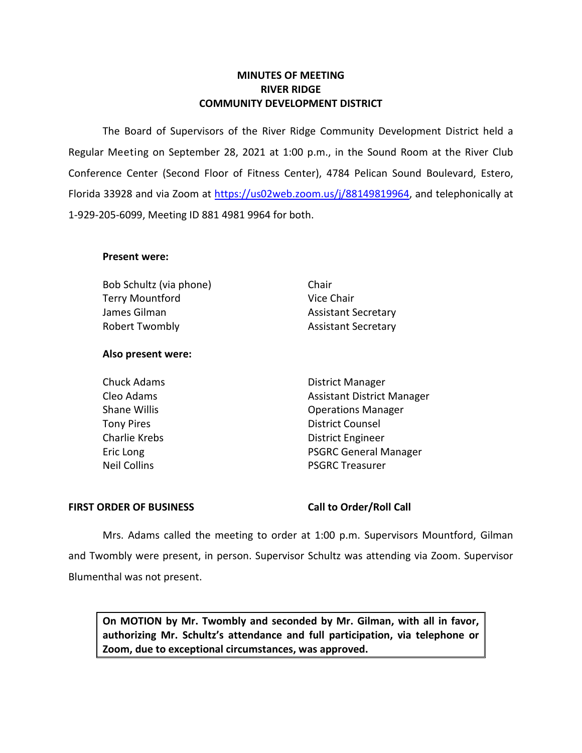# MINUTES OF MEETING
# RIVER RIDGE
# COMMUNITY DEVELOPMENT DISTRICT

The Board of Supervisors of the River Ridge Community Development District held a Regular Meeting on September 28, 2021 at 1:00 p.m., in the Sound Room at the River Club Conference Center (Second Floor of Fitness Center), 4784 Pelican Sound Boulevard, Estero, Florida 33928 and via Zoom at https://us02web.zoom.us/j/88149819964, and telephonically at 1-929-205-6099, Meeting ID 881 4981 9964 for both.

**Present were:**

| | |
|---|---|
| Bob Schultz (via phone) | Chair |
| Terry Mountford | Vice Chair |
| James Gilman | Assistant Secretary |
| Robert Twombly | Assistant Secretary |

**Also present were:**

| | |
|---|---|
| Chuck Adams | District Manager |
| Cleo Adams | Assistant District Manager |
| Shane Willis | Operations Manager |
| Tony Pires | District Counsel |
| Charlie Krebs | District Engineer |
| Eric Long | PSGRC General Manager |
| Neil Collins | PSGRC Treasurer |

**FIRST ORDER OF BUSINESS** **Call to Order/Roll Call**

Mrs. Adams called the meeting to order at 1:00 p.m. Supervisors Mountford, Gilman and Twombly were present, in person. Supervisor Schultz was attending via Zoom. Supervisor Blumenthal was not present.

> **On MOTION by Mr. Twombly and seconded by Mr. Gilman, with all in favor, authorizing Mr. Schultz's attendance and full participation, via telephone or Zoom, due to exceptional circumstances, was approved.**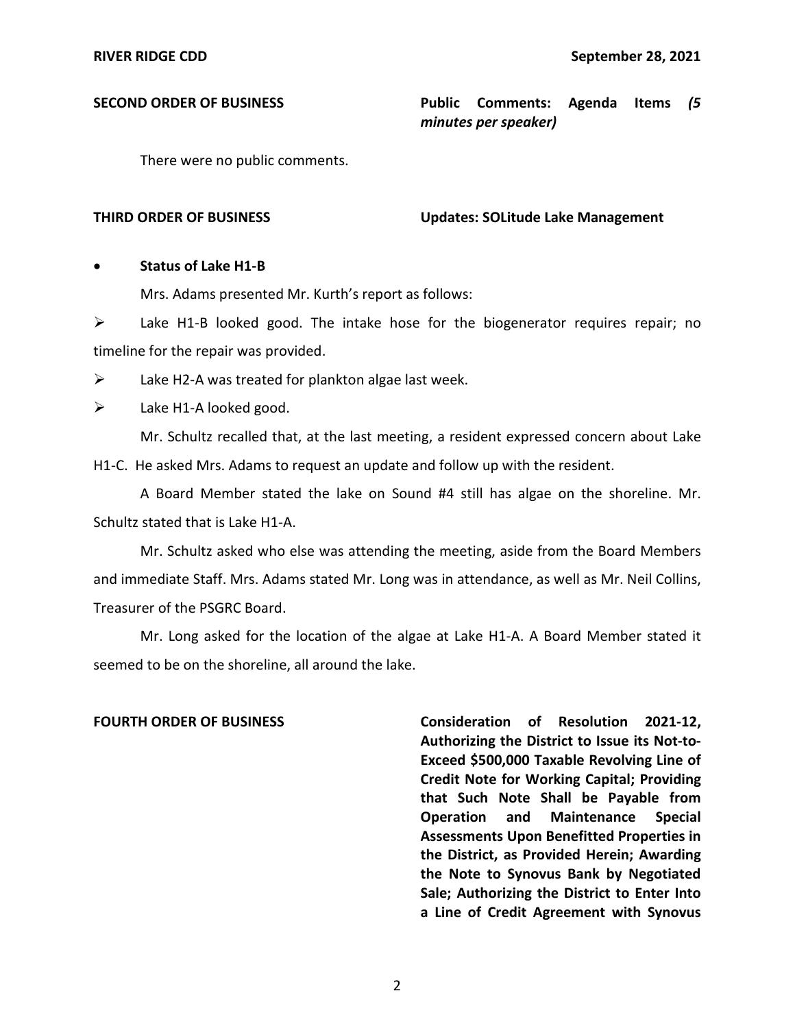**SECOND ORDER OF BUSINESS** **Public Comments: Agenda Items *(5 minutes per speaker)***

There were no public comments.

**THIRD ORDER OF BUSINESS** **Updates: SOLitude Lake Management**

- **Status of Lake H1-B**

Mrs. Adams presented Mr. Kurth's report as follows:

➢ Lake H1-B looked good. The intake hose for the biogenerator requires repair; no timeline for the repair was provided.

➢ Lake H2-A was treated for plankton algae last week.

➢ Lake H1-A looked good.

Mr. Schultz recalled that, at the last meeting, a resident expressed concern about Lake H1-C. He asked Mrs. Adams to request an update and follow up with the resident.

A Board Member stated the lake on Sound #4 still has algae on the shoreline. Mr. Schultz stated that is Lake H1-A.

Mr. Schultz asked who else was attending the meeting, aside from the Board Members and immediate Staff. Mrs. Adams stated Mr. Long was in attendance, as well as Mr. Neil Collins, Treasurer of the PSGRC Board.

Mr. Long asked for the location of the algae at Lake H1-A. A Board Member stated it seemed to be on the shoreline, all around the lake.

**FOURTH ORDER OF BUSINESS** **Consideration of Resolution 2021-12, Authorizing the District to Issue its Not-to-Exceed $500,000 Taxable Revolving Line of Credit Note for Working Capital; Providing that Such Note Shall be Payable from Operation and Maintenance Special Assessments Upon Benefitted Properties in the District, as Provided Herein; Awarding the Note to Synovus Bank by Negotiated Sale; Authorizing the District to Enter Into a Line of Credit Agreement with Synovus**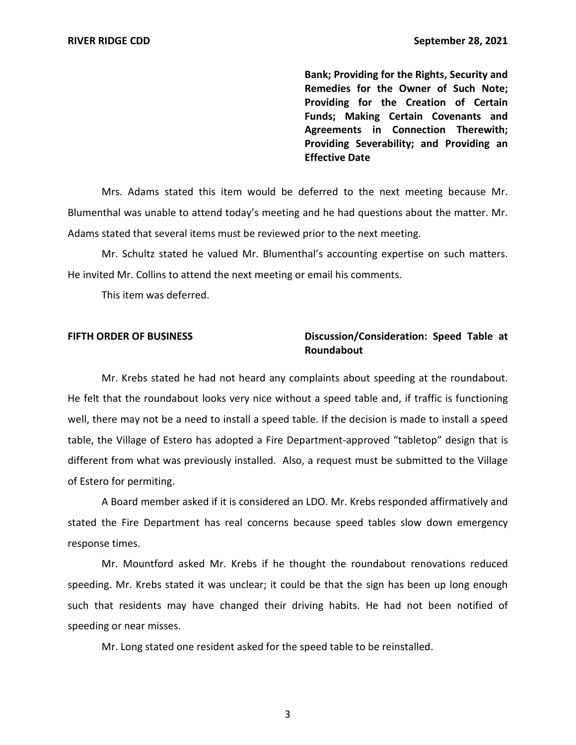**Bank; Providing for the Rights, Security and Remedies for the Owner of Such Note; Providing for the Creation of Certain Funds; Making Certain Covenants and Agreements in Connection Therewith; Providing Severability; and Providing an Effective Date**

Mrs. Adams stated this item would be deferred to the next meeting because Mr. Blumenthal was unable to attend today's meeting and he had questions about the matter. Mr. Adams stated that several items must be reviewed prior to the next meeting.

Mr. Schultz stated he valued Mr. Blumenthal's accounting expertise on such matters. He invited Mr. Collins to attend the next meeting or email his comments.

This item was deferred.

**FIFTH ORDER OF BUSINESS** **Discussion/Consideration: Speed Table at Roundabout**

Mr. Krebs stated he had not heard any complaints about speeding at the roundabout. He felt that the roundabout looks very nice without a speed table and, if traffic is functioning well, there may not be a need to install a speed table. If the decision is made to install a speed table, the Village of Estero has adopted a Fire Department-approved "tabletop" design that is different from what was previously installed. Also, a request must be submitted to the Village of Estero for permiting.

A Board member asked if it is considered an LDO. Mr. Krebs responded affirmatively and stated the Fire Department has real concerns because speed tables slow down emergency response times.

Mr. Mountford asked Mr. Krebs if he thought the roundabout renovations reduced speeding. Mr. Krebs stated it was unclear; it could be that the sign has been up long enough such that residents may have changed their driving habits. He had not been notified of speeding or near misses.

Mr. Long stated one resident asked for the speed table to be reinstalled.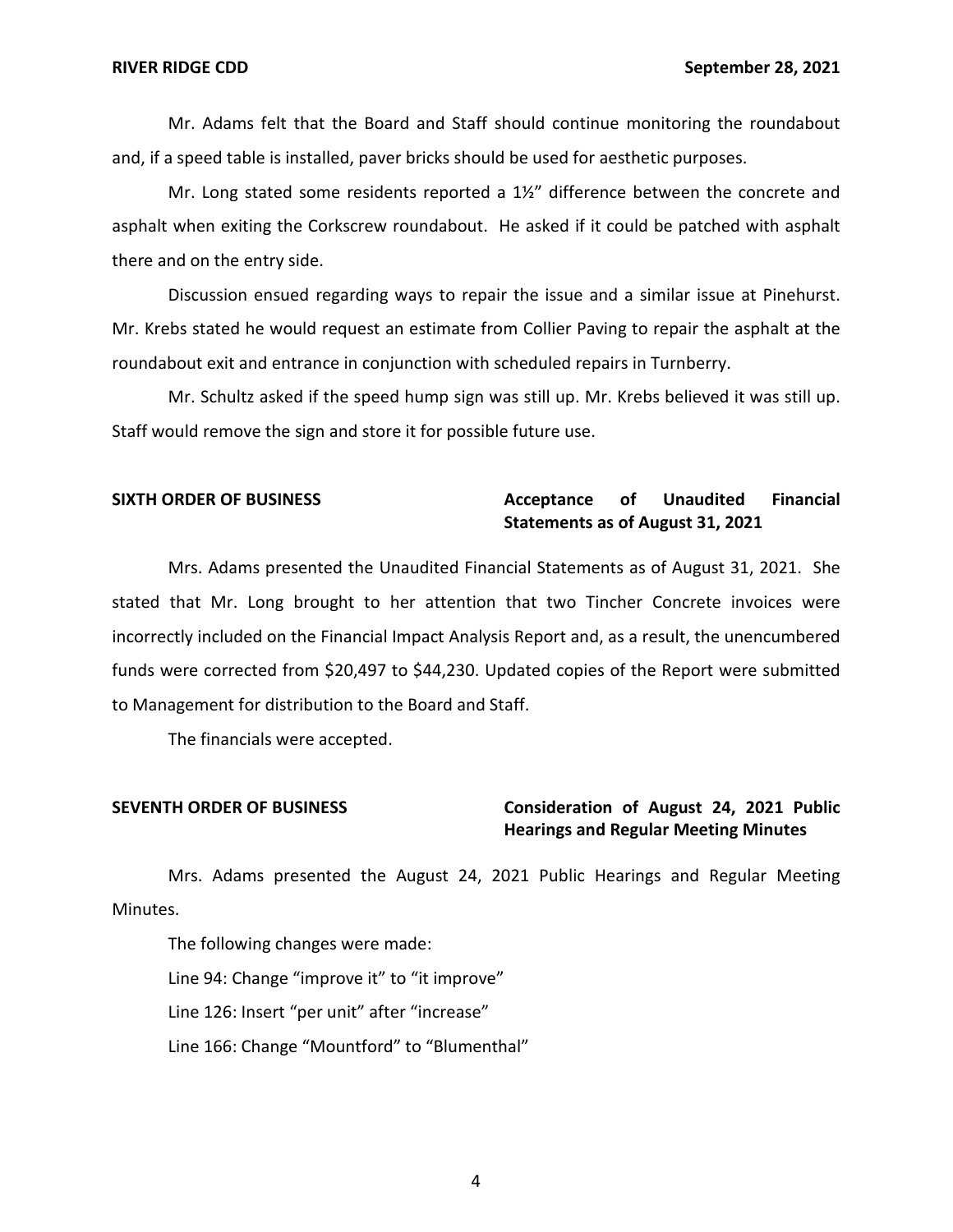Mr. Adams felt that the Board and Staff should continue monitoring the roundabout and, if a speed table is installed, paver bricks should be used for aesthetic purposes.

Mr. Long stated some residents reported a 1½" difference between the concrete and asphalt when exiting the Corkscrew roundabout. He asked if it could be patched with asphalt there and on the entry side.

Discussion ensued regarding ways to repair the issue and a similar issue at Pinehurst. Mr. Krebs stated he would request an estimate from Collier Paving to repair the asphalt at the roundabout exit and entrance in conjunction with scheduled repairs in Turnberry.

Mr. Schultz asked if the speed hump sign was still up. Mr. Krebs believed it was still up. Staff would remove the sign and store it for possible future use.

**SIXTH ORDER OF BUSINESS** **Acceptance of Unaudited Financial Statements as of August 31, 2021**

Mrs. Adams presented the Unaudited Financial Statements as of August 31, 2021. She stated that Mr. Long brought to her attention that two Tincher Concrete invoices were incorrectly included on the Financial Impact Analysis Report and, as a result, the unencumbered funds were corrected from $20,497 to $44,230. Updated copies of the Report were submitted to Management for distribution to the Board and Staff.

The financials were accepted.

**SEVENTH ORDER OF BUSINESS** **Consideration of August 24, 2021 Public Hearings and Regular Meeting Minutes**

Mrs. Adams presented the August 24, 2021 Public Hearings and Regular Meeting Minutes.

The following changes were made:

Line 94: Change "improve it" to "it improve"

Line 126: Insert "per unit" after "increase"

Line 166: Change "Mountford" to "Blumenthal"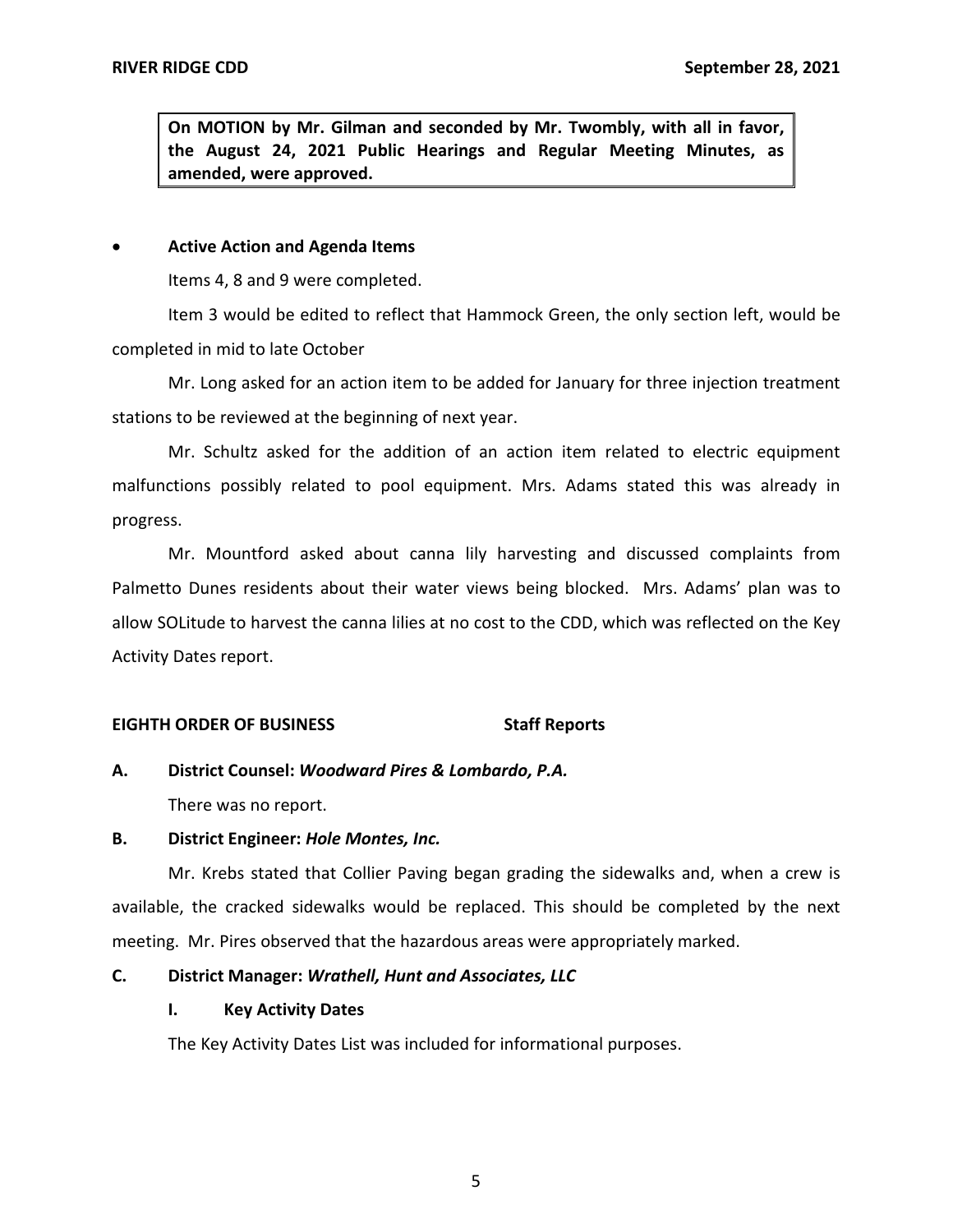**On MOTION by Mr. Gilman and seconded by Mr. Twombly, with all in favor, the August 24, 2021 Public Hearings and Regular Meeting Minutes, as amended, were approved.**

- **Active Action and Agenda Items**

Items 4, 8 and 9 were completed.

Item 3 would be edited to reflect that Hammock Green, the only section left, would be completed in mid to late October

Mr. Long asked for an action item to be added for January for three injection treatment stations to be reviewed at the beginning of next year.

Mr. Schultz asked for the addition of an action item related to electric equipment malfunctions possibly related to pool equipment. Mrs. Adams stated this was already in progress.

Mr. Mountford asked about canna lily harvesting and discussed complaints from Palmetto Dunes residents about their water views being blocked. Mrs. Adams' plan was to allow SOLitude to harvest the canna lilies at no cost to the CDD, which was reflected on the Key Activity Dates report.

## EIGHTH ORDER OF BUSINESS Staff Reports

### A. District Counsel: *Woodward Pires & Lombardo, P.A.*

There was no report.

### B. District Engineer: *Hole Montes, Inc.*

Mr. Krebs stated that Collier Paving began grading the sidewalks and, when a crew is available, the cracked sidewalks would be replaced. This should be completed by the next meeting. Mr. Pires observed that the hazardous areas were appropriately marked.

### C. District Manager: *Wrathell, Hunt and Associates, LLC*

#### I. Key Activity Dates

The Key Activity Dates List was included for informational purposes.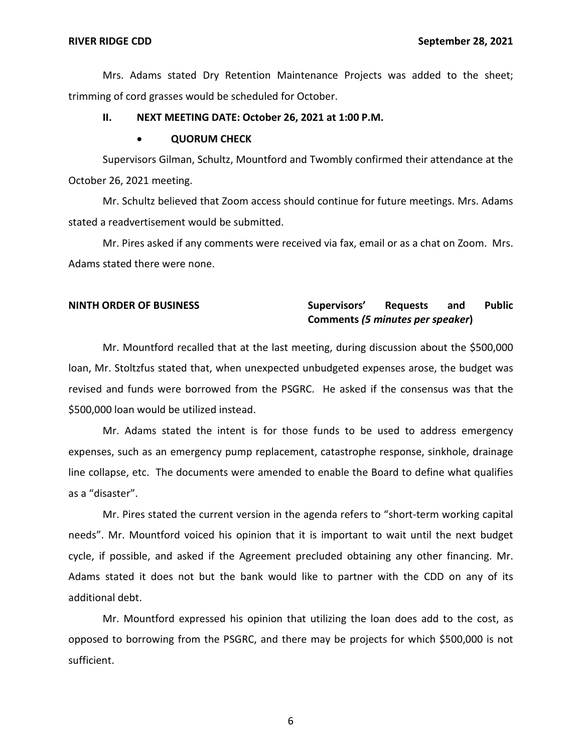Mrs. Adams stated Dry Retention Maintenance Projects was added to the sheet; trimming of cord grasses would be scheduled for October.

**II. NEXT MEETING DATE: October 26, 2021 at 1:00 P.M.**

- **QUORUM CHECK**

Supervisors Gilman, Schultz, Mountford and Twombly confirmed their attendance at the October 26, 2021 meeting.

Mr. Schultz believed that Zoom access should continue for future meetings. Mrs. Adams stated a readvertisement would be submitted.

Mr. Pires asked if any comments were received via fax, email or as a chat on Zoom. Mrs. Adams stated there were none.

**NINTH ORDER OF BUSINESS** **Supervisors' Requests and Public Comments *(5 minutes per speaker)***

Mr. Mountford recalled that at the last meeting, during discussion about the $500,000 loan, Mr. Stoltzfus stated that, when unexpected unbudgeted expenses arose, the budget was revised and funds were borrowed from the PSGRC. He asked if the consensus was that the $500,000 loan would be utilized instead.

Mr. Adams stated the intent is for those funds to be used to address emergency expenses, such as an emergency pump replacement, catastrophe response, sinkhole, drainage line collapse, etc. The documents were amended to enable the Board to define what qualifies as a "disaster".

Mr. Pires stated the current version in the agenda refers to "short-term working capital needs". Mr. Mountford voiced his opinion that it is important to wait until the next budget cycle, if possible, and asked if the Agreement precluded obtaining any other financing. Mr. Adams stated it does not but the bank would like to partner with the CDD on any of its additional debt.

Mr. Mountford expressed his opinion that utilizing the loan does add to the cost, as opposed to borrowing from the PSGRC, and there may be projects for which $500,000 is not sufficient.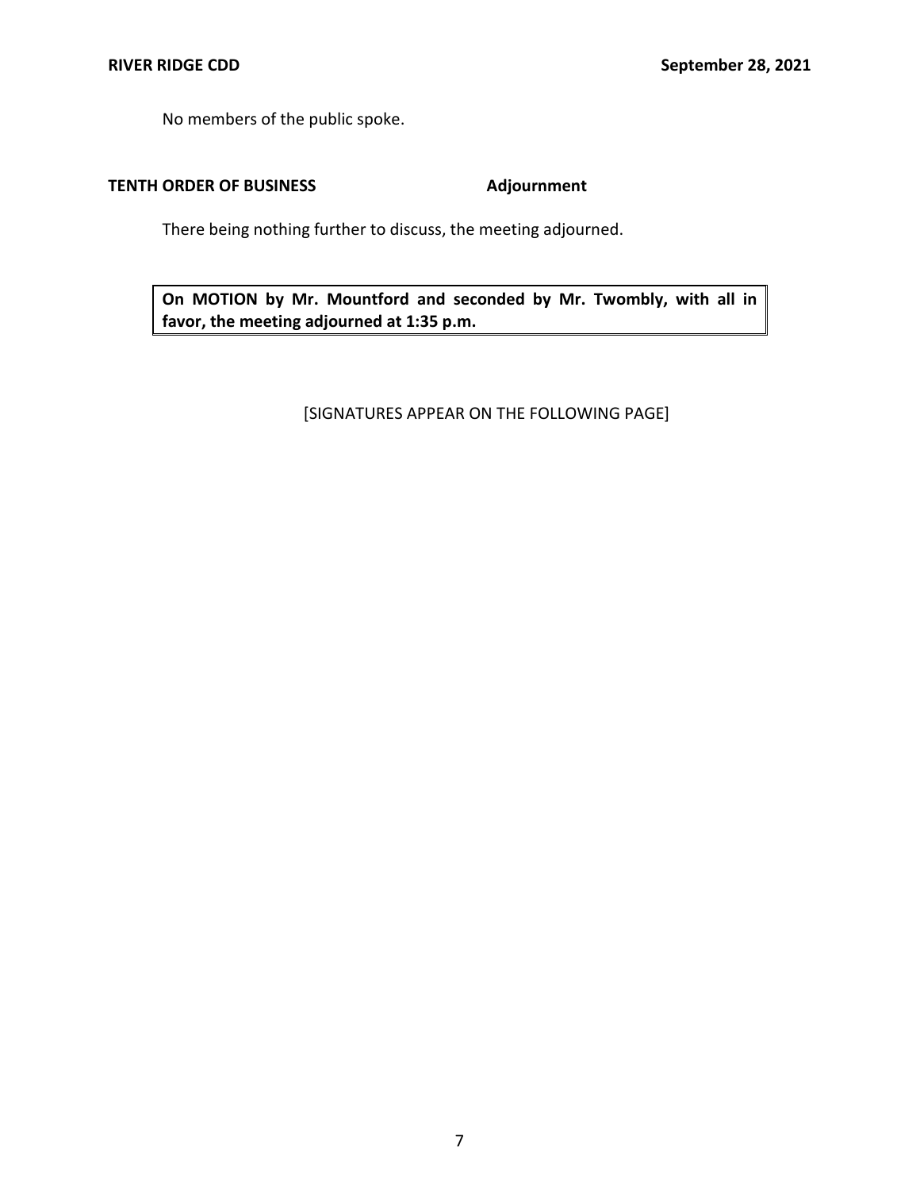No members of the public spoke.

**TENTH ORDER OF BUSINESS** **Adjournment**

There being nothing further to discuss, the meeting adjourned.

| **On MOTION by Mr. Mountford and seconded by Mr. Twombly, with all in favor, the meeting adjourned at 1:35 p.m.** |
|---|

[SIGNATURES APPEAR ON THE FOLLOWING PAGE]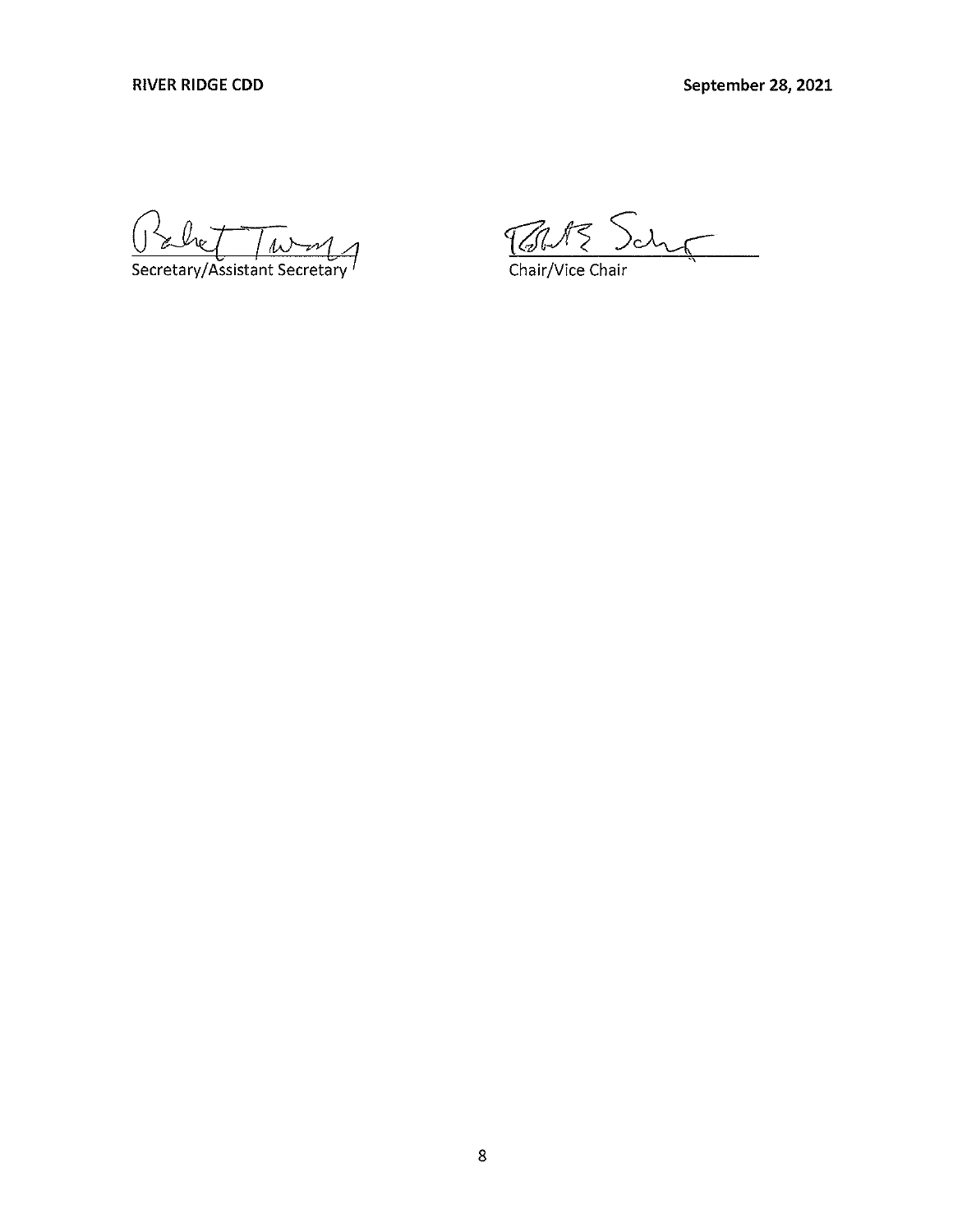Secretary/Assistant Secretary

Chair/Vice Chair